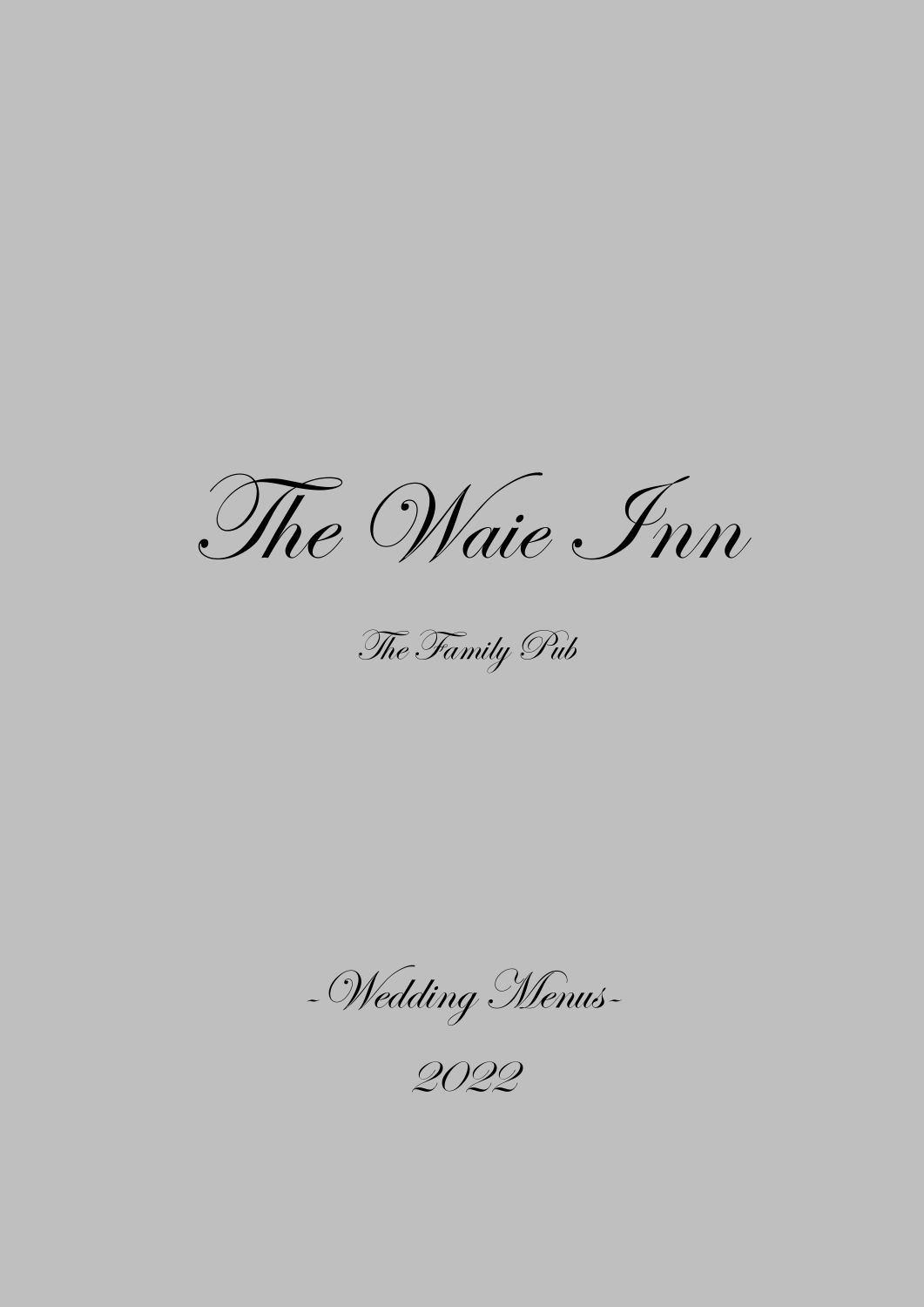# The Waie Inn

The Family Pub

-Wedding Menus-

2022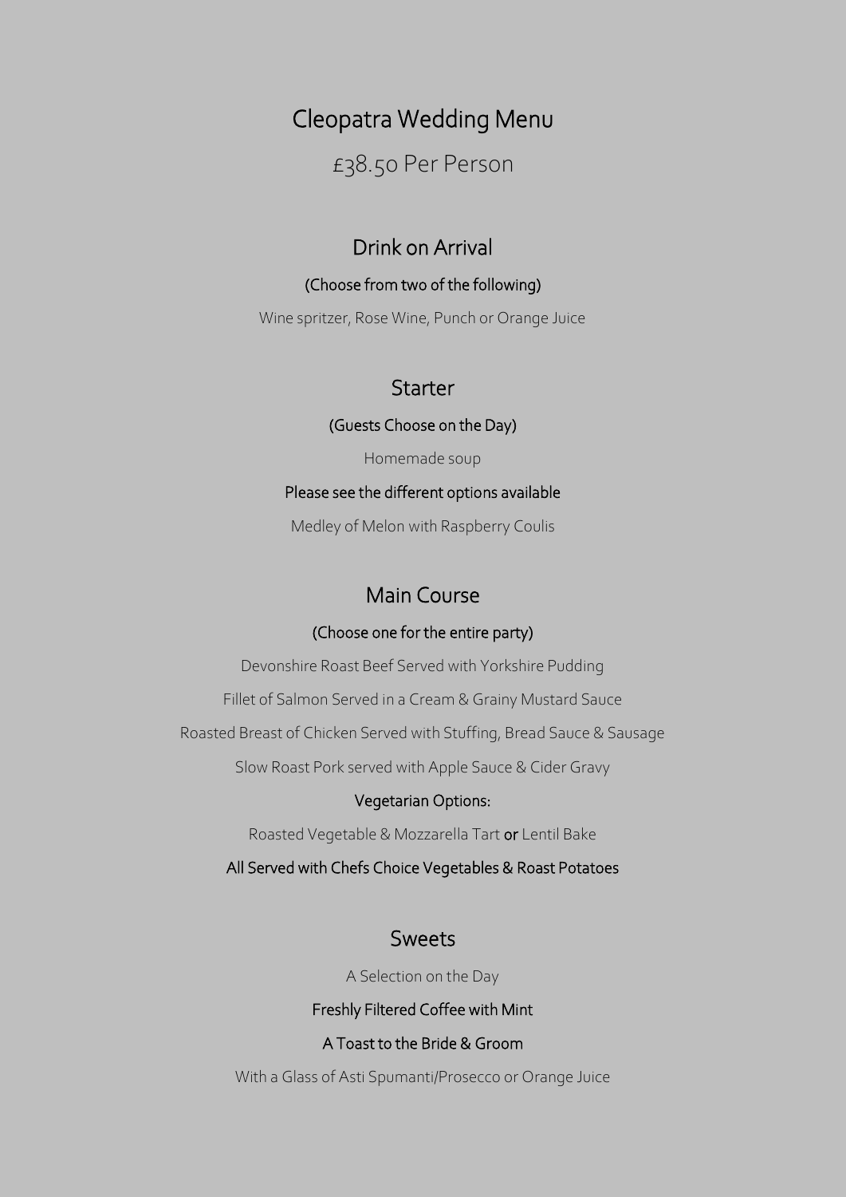# Cleopatra Wedding Menu

£38.50 Per Person

## Drink on Arrival

(Choose from two of the following)

Wine spritzer, Rose Wine, Punch or Orange Juice

## Starter

(Guests Choose on the Day)

Homemade soup

Please see the different options available

Medley of Melon with Raspberry Coulis

## Main Course

(Choose one for the entire party)

Devonshire Roast Beef Served with Yorkshire Pudding

Fillet of Salmon Served in a Cream & Grainy Mustard Sauce

Roasted Breast of Chicken Served with Stuffing, Bread Sauce & Sausage

Slow Roast Pork served with Apple Sauce & Cider Gravy

Vegetarian Options:

Roasted Vegetable & Mozzarella Tart or Lentil Bake

All Served with Chefs Choice Vegetables & Roast Potatoes

## Sweets

A Selection on the Day

Freshly Filtered Coffee with Mint

A Toast to the Bride & Groom

With a Glass of Asti Spumanti/Prosecco or Orange Juice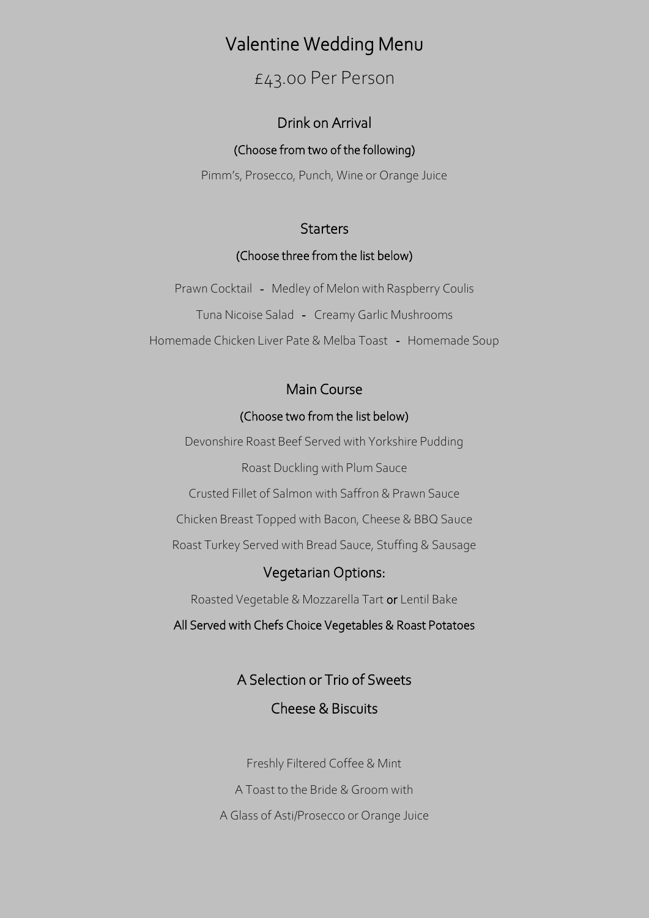# Valentine Wedding Menu

## £43.00 Per Person

### Drink on Arrival

(Choose from two of the following)

Pimm's, Prosecco, Punch, Wine or Orange Juice

### Starters

(Choose three from the list below)

Prawn Cocktail - Medley of Melon with Raspberry Coulis

Tuna Nicoise Salad - Creamy Garlic Mushrooms

Homemade Chicken Liver Pate & Melba Toast - Homemade Soup

### Main Course

(Choose two from the list below)

Devonshire Roast Beef Served with Yorkshire Pudding

Roast Duckling with Plum Sauce

Crusted Fillet of Salmon with Saffron & Prawn Sauce

Chicken Breast Topped with Bacon, Cheese & BBQ Sauce

Roast Turkey Served with Bread Sauce, Stuffing & Sausage

### Vegetarian Options:

Roasted Vegetable & Mozzarella Tart or Lentil Bake

All Served with Chefs Choice Vegetables & Roast Potatoes

### A Selection or Trio of Sweets

### Cheese & Biscuits

Freshly Filtered Coffee & Mint

A Toast to the Bride & Groom with

A Glass of Asti/Prosecco or Orange Juice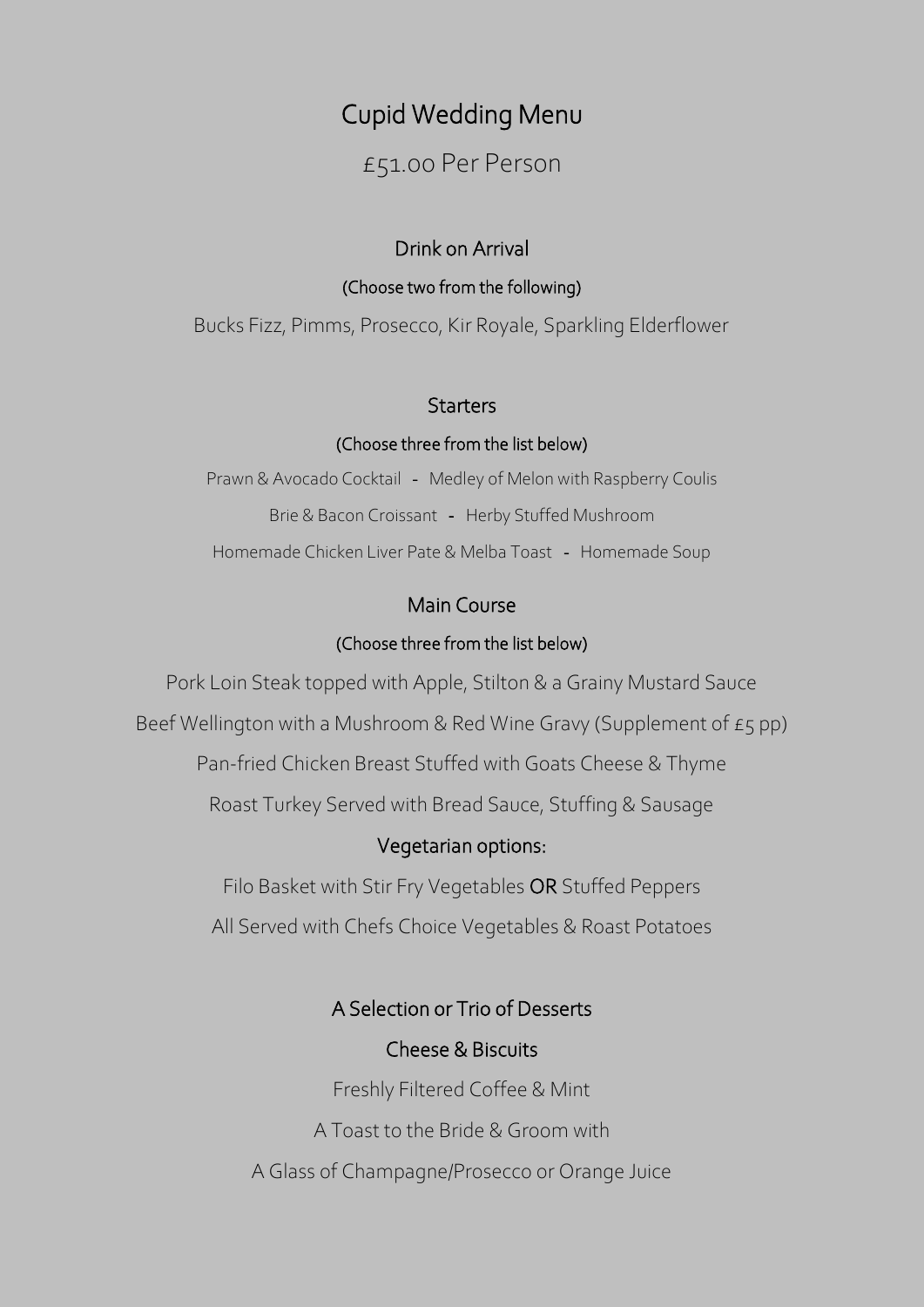# Cupid Wedding Menu

£51.00 Per Person

## Drink on Arrival

(Choose two from the following)

Bucks Fizz, Pimms, Prosecco, Kir Royale, Sparkling Elderflower

## Starters

(Choose three from the list below)

Prawn & Avocado Cocktail - Medley of Melon with Raspberry Coulis

Brie & Bacon Croissant - Herby Stuffed Mushroom

Homemade Chicken Liver Pate & Melba Toast - Homemade Soup

## Main Course

(Choose three from the list below)

Pork Loin Steak topped with Apple, Stilton & a Grainy Mustard Sauce

Beef Wellington with a Mushroom & Red Wine Gravy (Supplement of £5 pp)

Pan-fried Chicken Breast Stuffed with Goats Cheese & Thyme

Roast Turkey Served with Bread Sauce, Stuffing & Sausage

### Vegetarian options:

Filo Basket with Stir Fry Vegetables **OR** Stuffed Peppers

All Served with Chefs Choice Vegetables & Roast Potatoes

## A Selection or Trio of Desserts

## Cheese & Biscuits

Freshly Filtered Coffee & Mint

A Toast to the Bride & Groom with

A Glass of Champagne/Prosecco or Orange Juice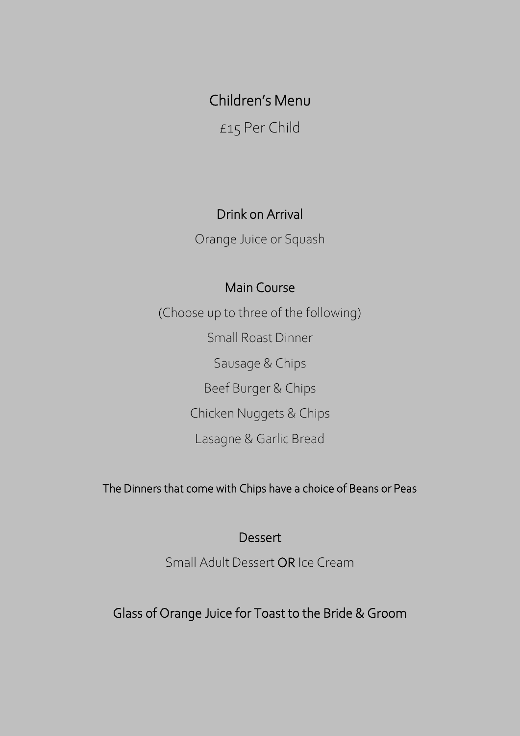# Children's Menu

£15 Per Child

## Drink on Arrival

Orange Juice or Squash

## Main Course

(Choose up to three of the following)

Small Roast Dinner

Sausage & Chips

Beef Burger & Chips

Chicken Nuggets & Chips

Lasagne & Garlic Bread

The Dinners that come with Chips have a choice of Beans or Peas

## Dessert

Small Adult Dessert **OR** Ice Cream

Glass of Orange Juice for Toast to the Bride & Groom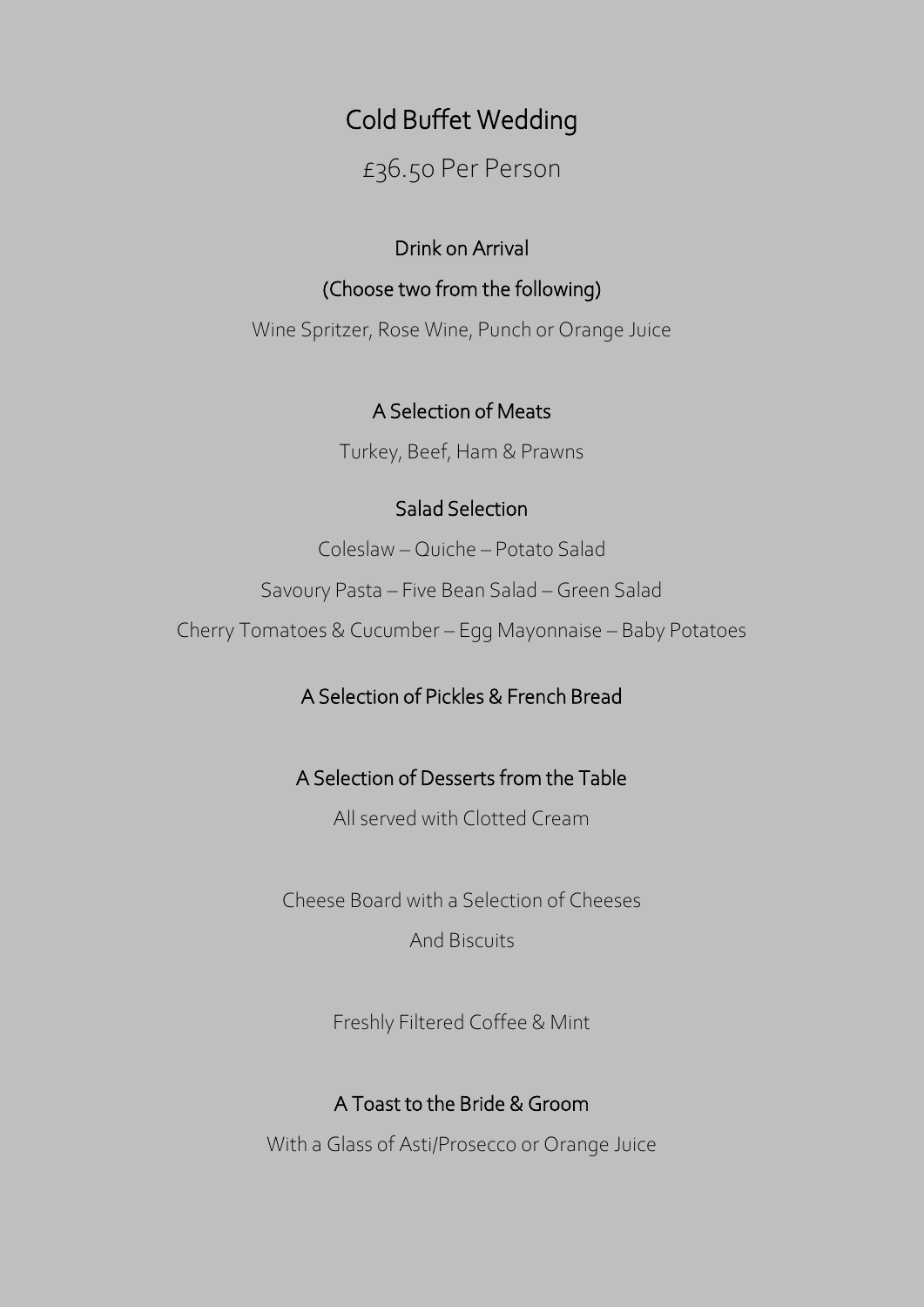# Cold Buffet Wedding

£36.50 Per Person

### Drink on Arrival

### (Choose two from the following)

Wine Spritzer, Rose Wine, Punch or Orange Juice

### A Selection of Meats

Turkey, Beef, Ham & Prawns

### Salad Selection

Coleslaw – Quiche – Potato Salad

Savoury Pasta – Five Bean Salad – Green Salad

Cherry Tomatoes & Cucumber – Egg Mayonnaise – Baby Potatoes

### A Selection of Pickles & French Bread

### A Selection of Desserts from the Table

All served with Clotted Cream

Cheese Board with a Selection of Cheeses

And Biscuits

Freshly Filtered Coffee & Mint

### A Toast to the Bride & Groom

With a Glass of Asti/Prosecco or Orange Juice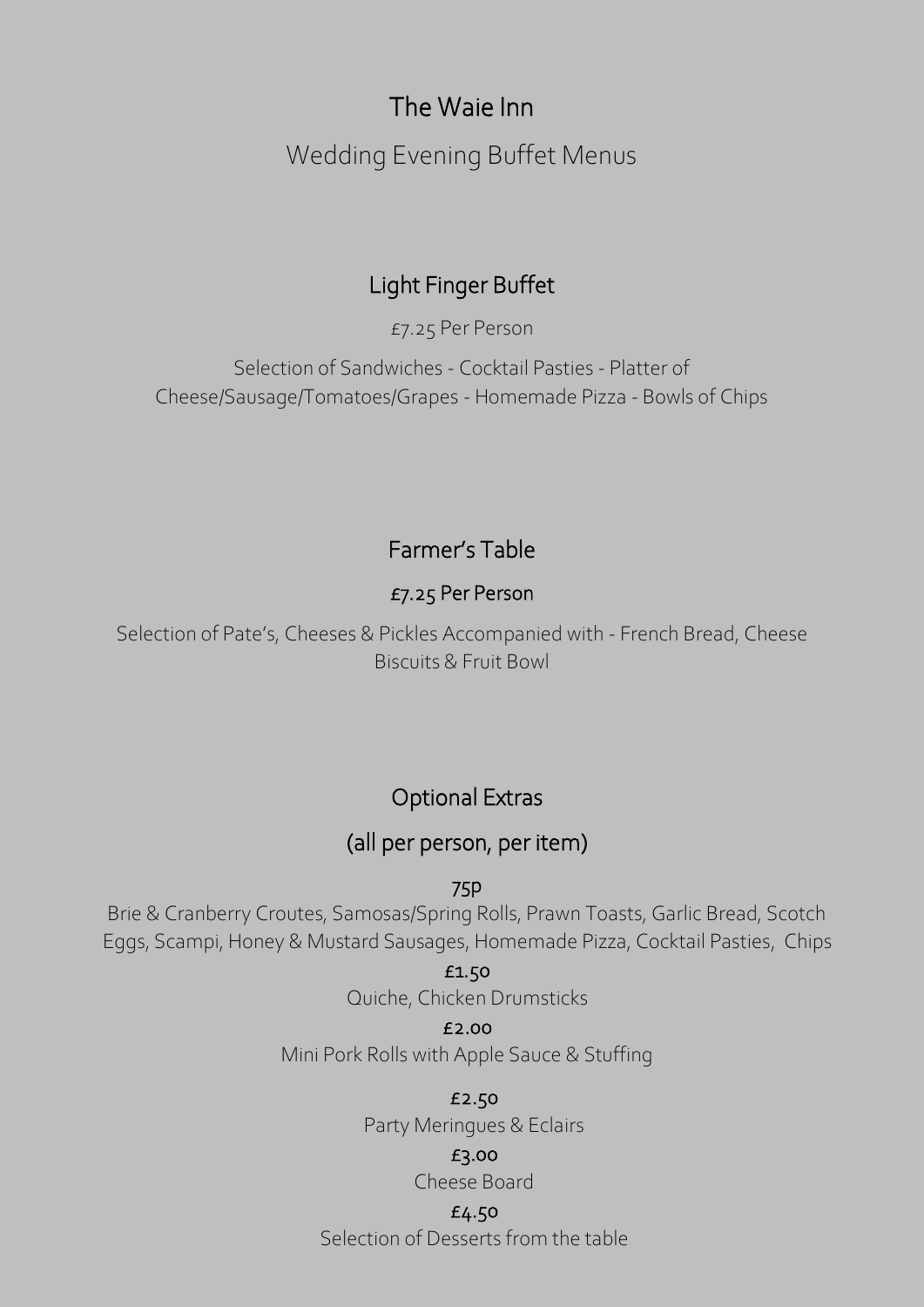# The Waie Inn

## Wedding Evening Buffet Menus

### Light Finger Buffet

£7.25 Per Person

Selection of Sandwiches - Cocktail Pasties - Platter of Cheese/Sausage/Tomatoes/Grapes - Homemade Pizza - Bowls of Chips

### Farmer's Table

**£7.25 Per Person**

Selection of Pate's, Cheeses & Pickles Accompanied with - French Bread, Cheese Biscuits & Fruit Bowl

### Optional Extras

### (all per person, per item)

**75p**

Brie & Cranberry Croutes, Samosas/Spring Rolls, Prawn Toasts, Garlic Bread, Scotch Eggs, Scampi, Honey & Mustard Sausages, Homemade Pizza, Cocktail Pasties, Chips

**£1.50**

Quiche, Chicken Drumsticks

**£2.00**

Mini Pork Rolls with Apple Sauce & Stuffing

**£2.50**

Party Meringues & Eclairs

**£3.00**

Cheese Board

**£4.50**

Selection of Desserts from the table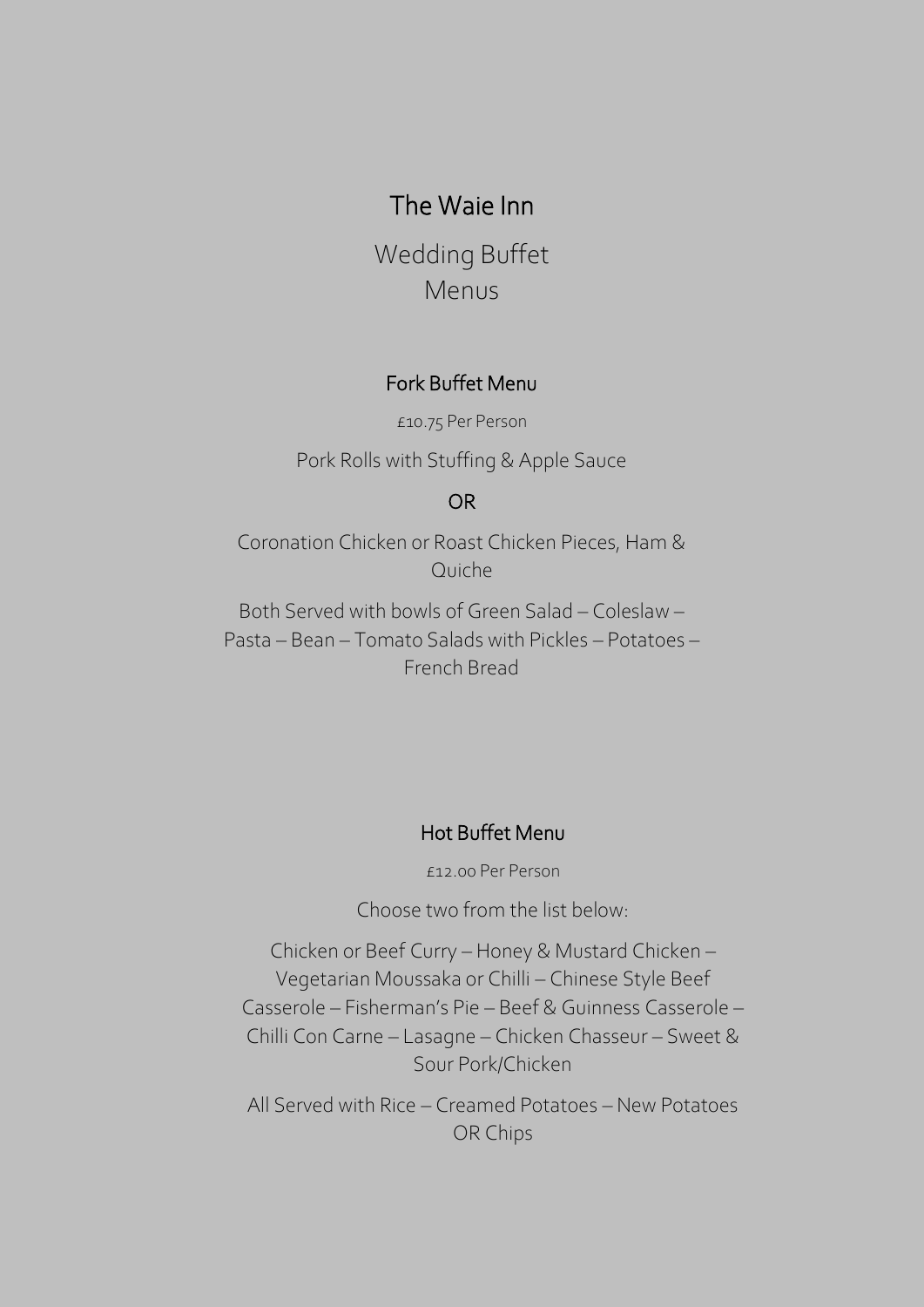# The Waie Inn

Wedding Buffet
Menus

## Fork Buffet Menu

£10.75 Per Person

Pork Rolls with Stuffing & Apple Sauce

OR

Coronation Chicken or Roast Chicken Pieces, Ham & Quiche

Both Served with bowls of Green Salad – Coleslaw – Pasta – Bean – Tomato Salads with Pickles – Potatoes – French Bread

## Hot Buffet Menu

£12.00 Per Person

Choose two from the list below:

Chicken or Beef Curry – Honey & Mustard Chicken – Vegetarian Moussaka or Chilli – Chinese Style Beef Casserole – Fisherman's Pie – Beef & Guinness Casserole – Chilli Con Carne – Lasagne – Chicken Chasseur – Sweet & Sour Pork/Chicken

All Served with Rice – Creamed Potatoes – New Potatoes OR Chips